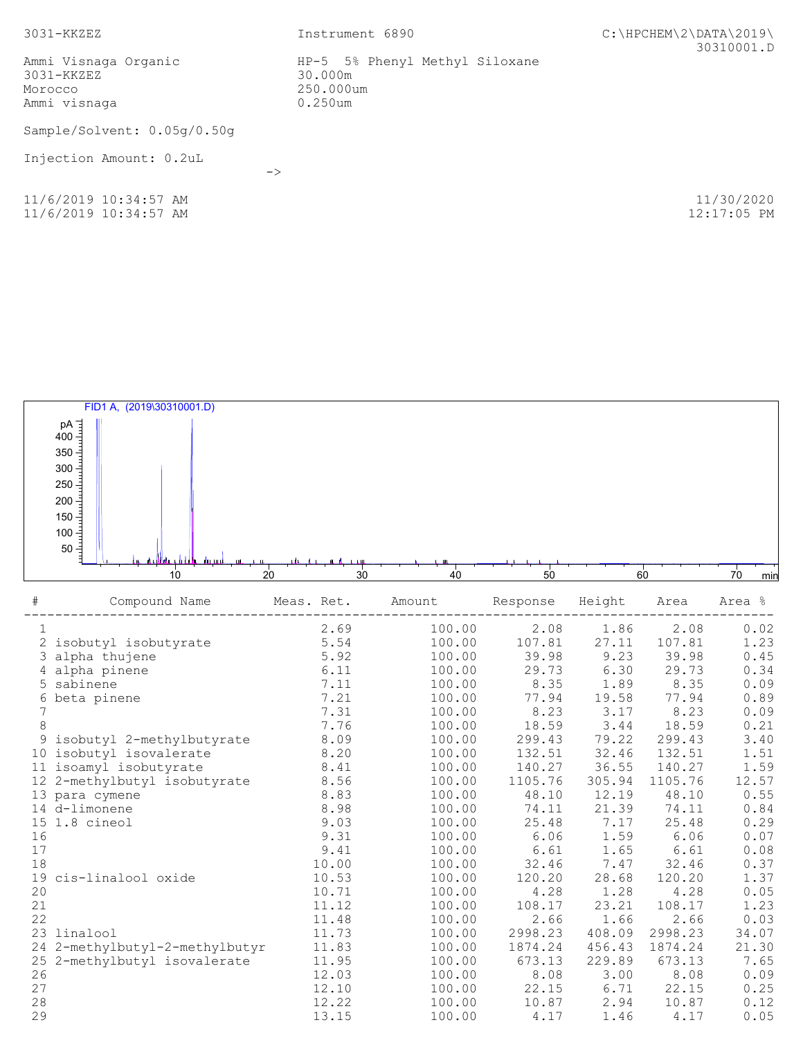3031-KKZEZ Instrument 6890 C:\HPCHEM\2\DATA\2019\30310001.D

Ammi Visnaga Organic
3031-KKZEZ
Morocco
Ammi visnaga

HP-5 5% Phenyl Methyl Siloxane
30.000m
250.000um
0.250um

Sample/Solvent: 0.05g/0.50g

Injection Amount: 0.2uL

->

11/6/2019 10:34:57 AM
11/6/2019 10:34:57 AM

11/30/2020
12:17:05 PM

| # | Compound Name | Meas. Ret. | Amount | Response | Height | Area | Area % |
|---|---|---|---|---|---|---|---|
| 1 | | 2.69 | 100.00 | 2.08 | 1.86 | 2.08 | 0.02 |
| 2 | isobutyl isobutyrate | 5.54 | 100.00 | 107.81 | 27.11 | 107.81 | 1.23 |
| 3 | alpha thujene | 5.92 | 100.00 | 39.98 | 9.23 | 39.98 | 0.45 |
| 4 | alpha pinene | 6.11 | 100.00 | 29.73 | 6.30 | 29.73 | 0.34 |
| 5 | sabinene | 7.11 | 100.00 | 8.35 | 1.89 | 8.35 | 0.09 |
| 6 | beta pinene | 7.21 | 100.00 | 77.94 | 19.58 | 77.94 | 0.89 |
| 7 | | 7.31 | 100.00 | 8.23 | 3.17 | 8.23 | 0.09 |
| 8 | | 7.76 | 100.00 | 18.59 | 3.44 | 18.59 | 0.21 |
| 9 | isobutyl 2-methylbutyrate | 8.09 | 100.00 | 299.43 | 79.22 | 299.43 | 3.40 |
| 10 | isobutyl isovalerate | 8.20 | 100.00 | 132.51 | 32.46 | 132.51 | 1.51 |
| 11 | isoamyl isobutyrate | 8.41 | 100.00 | 140.27 | 36.55 | 140.27 | 1.59 |
| 12 | 2-methylbutyl isobutyrate | 8.56 | 100.00 | 1105.76 | 305.94 | 1105.76 | 12.57 |
| 13 | para cymene | 8.83 | 100.00 | 48.10 | 12.19 | 48.10 | 0.55 |
| 14 | d-limonene | 8.98 | 100.00 | 74.11 | 21.39 | 74.11 | 0.84 |
| 15 | 1.8 cineol | 9.03 | 100.00 | 25.48 | 7.17 | 25.48 | 0.29 |
| 16 | | 9.31 | 100.00 | 6.06 | 1.59 | 6.06 | 0.07 |
| 17 | | 9.41 | 100.00 | 6.61 | 1.65 | 6.61 | 0.08 |
| 18 | | 10.00 | 100.00 | 32.46 | 7.47 | 32.46 | 0.37 |
| 19 | cis-linalool oxide | 10.53 | 100.00 | 120.20 | 28.68 | 120.20 | 1.37 |
| 20 | | 10.71 | 100.00 | 4.28 | 1.28 | 4.28 | 0.05 |
| 21 | | 11.12 | 100.00 | 108.17 | 23.21 | 108.17 | 1.23 |
| 22 | | 11.48 | 100.00 | 2.66 | 1.66 | 2.66 | 0.03 |
| 23 | linalool | 11.73 | 100.00 | 2998.23 | 408.09 | 2998.23 | 34.07 |
| 24 | 2-methylbutyl-2-methylbutyr | 11.83 | 100.00 | 1874.24 | 456.43 | 1874.24 | 21.30 |
| 25 | 2-methylbutyl isovalerate | 11.95 | 100.00 | 673.13 | 229.89 | 673.13 | 7.65 |
| 26 | | 12.03 | 100.00 | 8.08 | 3.00 | 8.08 | 0.09 |
| 27 | | 12.10 | 100.00 | 22.15 | 6.71 | 22.15 | 0.25 |
| 28 | | 12.22 | 100.00 | 10.87 | 2.94 | 10.87 | 0.12 |
| 29 | | 13.15 | 100.00 | 4.17 | 1.46 | 4.17 | 0.05 |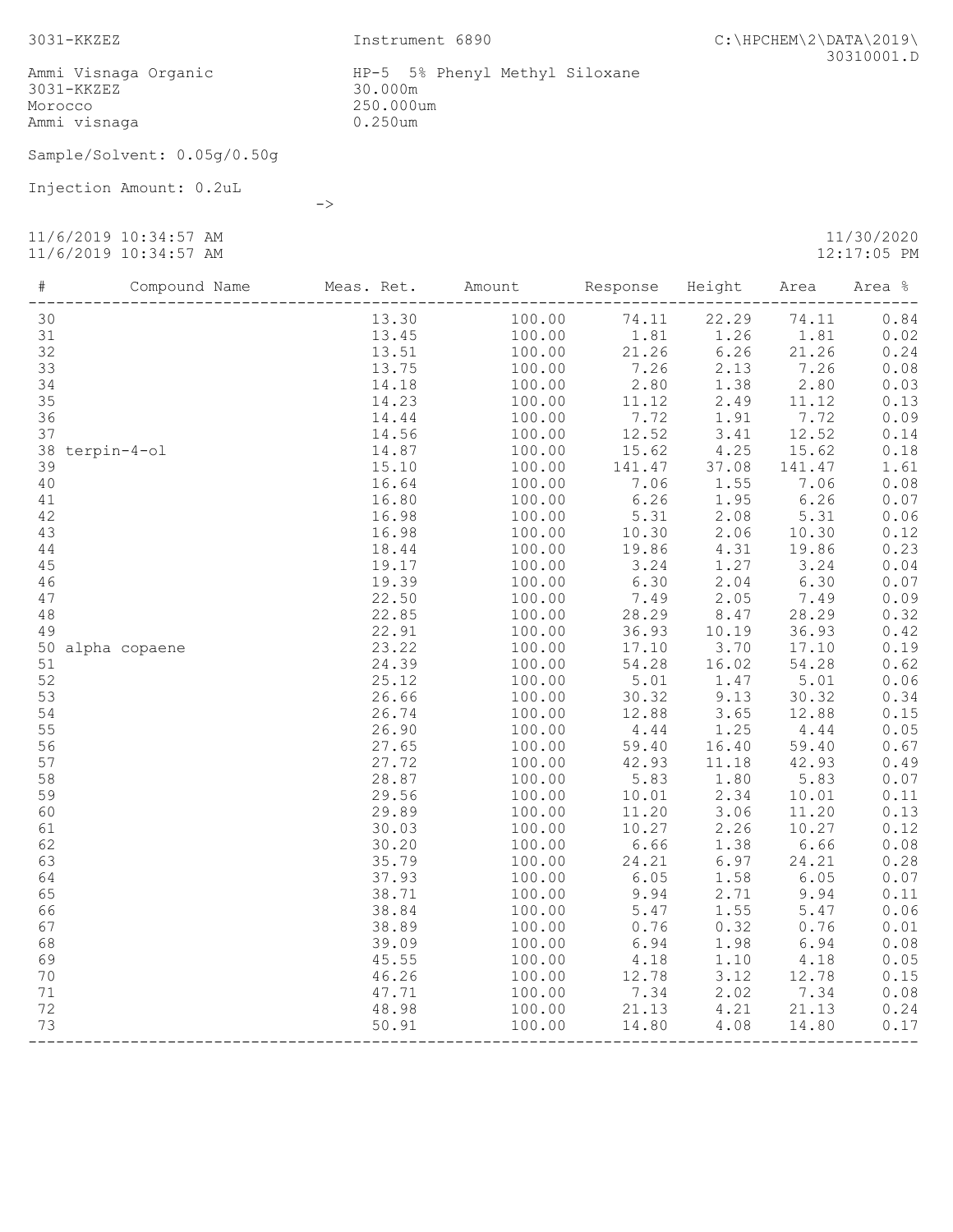3031-KKZEZ

Instrument 6890

C:\HPCHEM\2\DATA\2019\30310001.D

Ammi Visnaga Organic
3031-KKZEZ
Morocco
Ammi visnaga

HP-5 5% Phenyl Methyl Siloxane
30.000m
250.000um
0.250um

Sample/Solvent: 0.05g/0.50g

Injection Amount: 0.2uL

->

11/6/2019 10:34:57 AM
11/6/2019 10:34:57 AM

11/30/2020
12:17:05 PM

| # | Compound Name | Meas. Ret. | Amount | Response | Height | Area | Area % |
|---|---|---|---|---|---|---|---|
| 30 | | 13.30 | 100.00 | 74.11 | 22.29 | 74.11 | 0.84 |
| 31 | | 13.45 | 100.00 | 1.81 | 1.26 | 1.81 | 0.02 |
| 32 | | 13.51 | 100.00 | 21.26 | 6.26 | 21.26 | 0.24 |
| 33 | | 13.75 | 100.00 | 7.26 | 2.13 | 7.26 | 0.08 |
| 34 | | 14.18 | 100.00 | 2.80 | 1.38 | 2.80 | 0.03 |
| 35 | | 14.23 | 100.00 | 11.12 | 2.49 | 11.12 | 0.13 |
| 36 | | 14.44 | 100.00 | 7.72 | 1.91 | 7.72 | 0.09 |
| 37 | | 14.56 | 100.00 | 12.52 | 3.41 | 12.52 | 0.14 |
| 38 | terpin-4-ol | 14.87 | 100.00 | 15.62 | 4.25 | 15.62 | 0.18 |
| 39 | | 15.10 | 100.00 | 141.47 | 37.08 | 141.47 | 1.61 |
| 40 | | 16.64 | 100.00 | 7.06 | 1.55 | 7.06 | 0.08 |
| 41 | | 16.80 | 100.00 | 6.26 | 1.95 | 6.26 | 0.07 |
| 42 | | 16.98 | 100.00 | 5.31 | 2.08 | 5.31 | 0.06 |
| 43 | | 16.98 | 100.00 | 10.30 | 2.06 | 10.30 | 0.12 |
| 44 | | 18.44 | 100.00 | 19.86 | 4.31 | 19.86 | 0.23 |
| 45 | | 19.17 | 100.00 | 3.24 | 1.27 | 3.24 | 0.04 |
| 46 | | 19.39 | 100.00 | 6.30 | 2.04 | 6.30 | 0.07 |
| 47 | | 22.50 | 100.00 | 7.49 | 2.05 | 7.49 | 0.09 |
| 48 | | 22.85 | 100.00 | 28.29 | 8.47 | 28.29 | 0.32 |
| 49 | | 22.91 | 100.00 | 36.93 | 10.19 | 36.93 | 0.42 |
| 50 | alpha copaene | 23.22 | 100.00 | 17.10 | 3.70 | 17.10 | 0.19 |
| 51 | | 24.39 | 100.00 | 54.28 | 16.02 | 54.28 | 0.62 |
| 52 | | 25.12 | 100.00 | 5.01 | 1.47 | 5.01 | 0.06 |
| 53 | | 26.66 | 100.00 | 30.32 | 9.13 | 30.32 | 0.34 |
| 54 | | 26.74 | 100.00 | 12.88 | 3.65 | 12.88 | 0.15 |
| 55 | | 26.90 | 100.00 | 4.44 | 1.25 | 4.44 | 0.05 |
| 56 | | 27.65 | 100.00 | 59.40 | 16.40 | 59.40 | 0.67 |
| 57 | | 27.72 | 100.00 | 42.93 | 11.18 | 42.93 | 0.49 |
| 58 | | 28.87 | 100.00 | 5.83 | 1.80 | 5.83 | 0.07 |
| 59 | | 29.56 | 100.00 | 10.01 | 2.34 | 10.01 | 0.11 |
| 60 | | 29.89 | 100.00 | 11.20 | 3.06 | 11.20 | 0.13 |
| 61 | | 30.03 | 100.00 | 10.27 | 2.26 | 10.27 | 0.12 |
| 62 | | 30.20 | 100.00 | 6.66 | 1.38 | 6.66 | 0.08 |
| 63 | | 35.79 | 100.00 | 24.21 | 6.97 | 24.21 | 0.28 |
| 64 | | 37.93 | 100.00 | 6.05 | 1.58 | 6.05 | 0.07 |
| 65 | | 38.71 | 100.00 | 9.94 | 2.71 | 9.94 | 0.11 |
| 66 | | 38.84 | 100.00 | 5.47 | 1.55 | 5.47 | 0.06 |
| 67 | | 38.89 | 100.00 | 0.76 | 0.32 | 0.76 | 0.01 |
| 68 | | 39.09 | 100.00 | 6.94 | 1.98 | 6.94 | 0.08 |
| 69 | | 45.55 | 100.00 | 4.18 | 1.10 | 4.18 | 0.05 |
| 70 | | 46.26 | 100.00 | 12.78 | 3.12 | 12.78 | 0.15 |
| 71 | | 47.71 | 100.00 | 7.34 | 2.02 | 7.34 | 0.08 |
| 72 | | 48.98 | 100.00 | 21.13 | 4.21 | 21.13 | 0.24 |
| 73 | | 50.91 | 100.00 | 14.80 | 4.08 | 14.80 | 0.17 |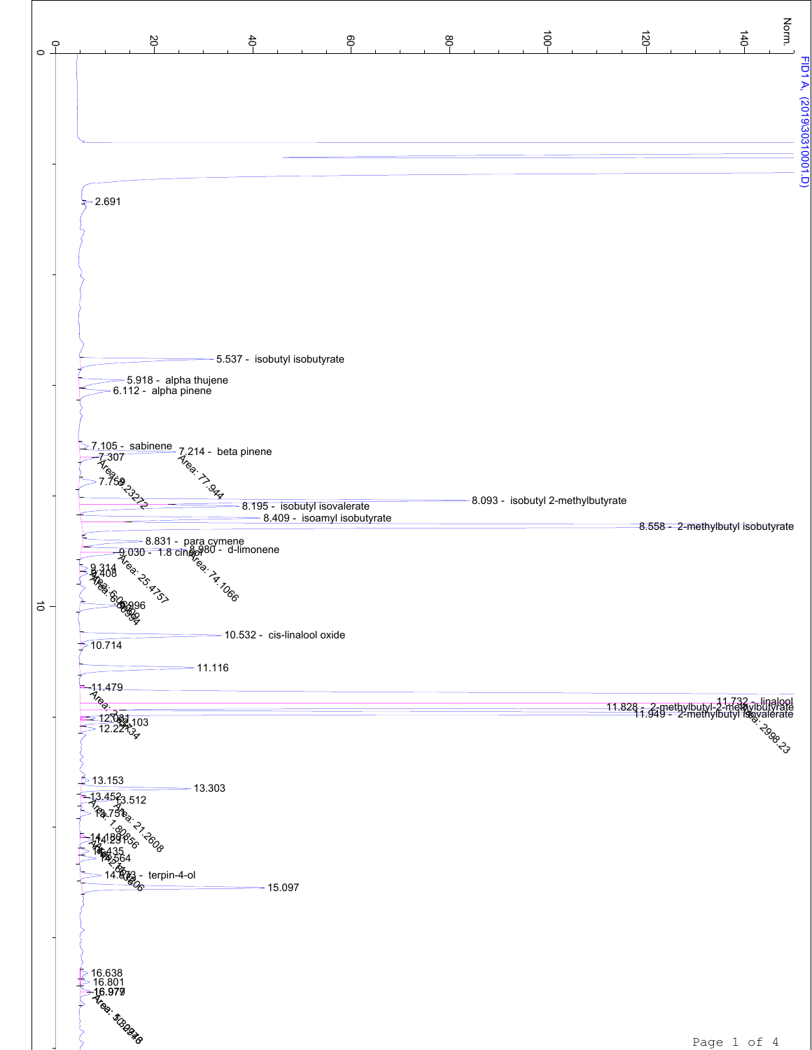FID1 A, (20190310001.D)

Norm.

| Retention time (min) | Compound | Area |
|---|---|---|
| 2.691 | | |
| 5.537 | isobutyl isobutyrate | |
| 5.918 | alpha thujene | |
| 6.112 | alpha pinene | |
| 7.105 | sabinene | |
| 7.214 | beta pinene | 77.944 |
| 7.307 | | |
| 7.758 | | 9.23272 |
| 8.093 | isobutyl 2-methylbutyrate | |
| 8.195 | isobutyl isovalerate | |
| 8.409 | isoamyl isobutyrate | |
| 8.558 | 2-methylbutyl isobutyrate | |
| 8.831 | para cymene | |
| 8.980 | d-limonene | 74.1066 |
| 9.030 | 1.8 cineol | 25.4757 |
| 9.314 | | |
| 9.408 | | |
| 9.996 | | |
| 10.532 | cis-linalool oxide | |
| 10.714 | | |
| 11.116 | | |
| 11.479 | | |
| 11.732 | linalool | 2998.23 |
| 11.828 | 2-methylbutyl-2-methylbutyrate | |
| 11.949 | 2-methylbutyl isovalerate | |
| 12.081 | | |
| 12.103 | | |
| 12.221 | | |
| 13.153 | | |
| 13.303 | | |
| 13.452 | | |
| 13.512 | | 21.2608 |
| 13.751 | | 1.80856 |
| 14.180 | | |
| 14.231 | | |
| 14.435 | | |
| 14.564 | | |
| 14.873 | terpin-4-ol | |
| 15.097 | | |
| 16.638 | | |
| 16.801 | | |
| 16.972 | | |
| 16.979 | | |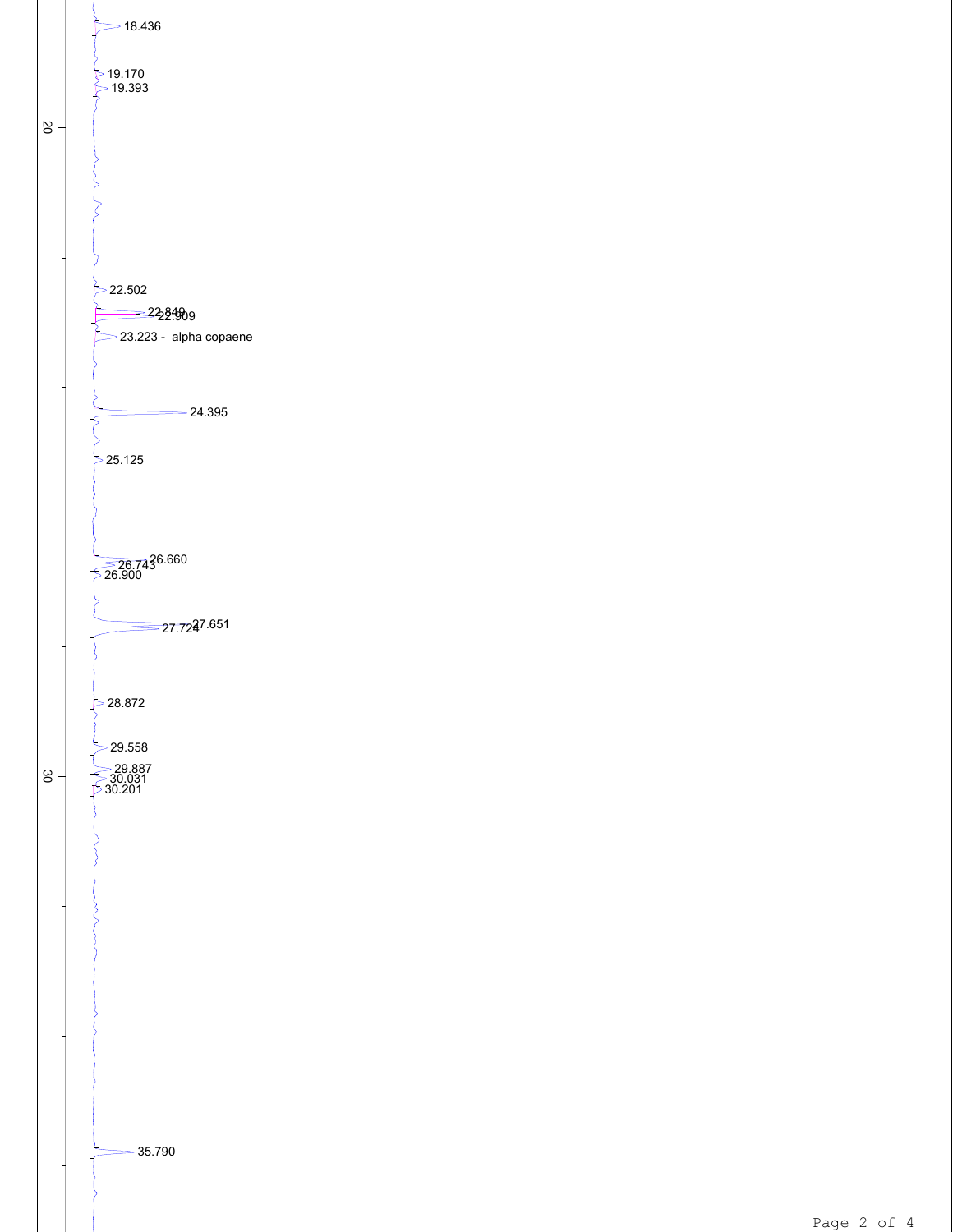18.436

19.170

19.393

20

22.502

22.840

22.909

23.223 - alpha copaene

24.395

25.125

26.660

26.743

26.900

27.651

27.724

28.872

29.558

29.887

30.031

30.201

30

35.790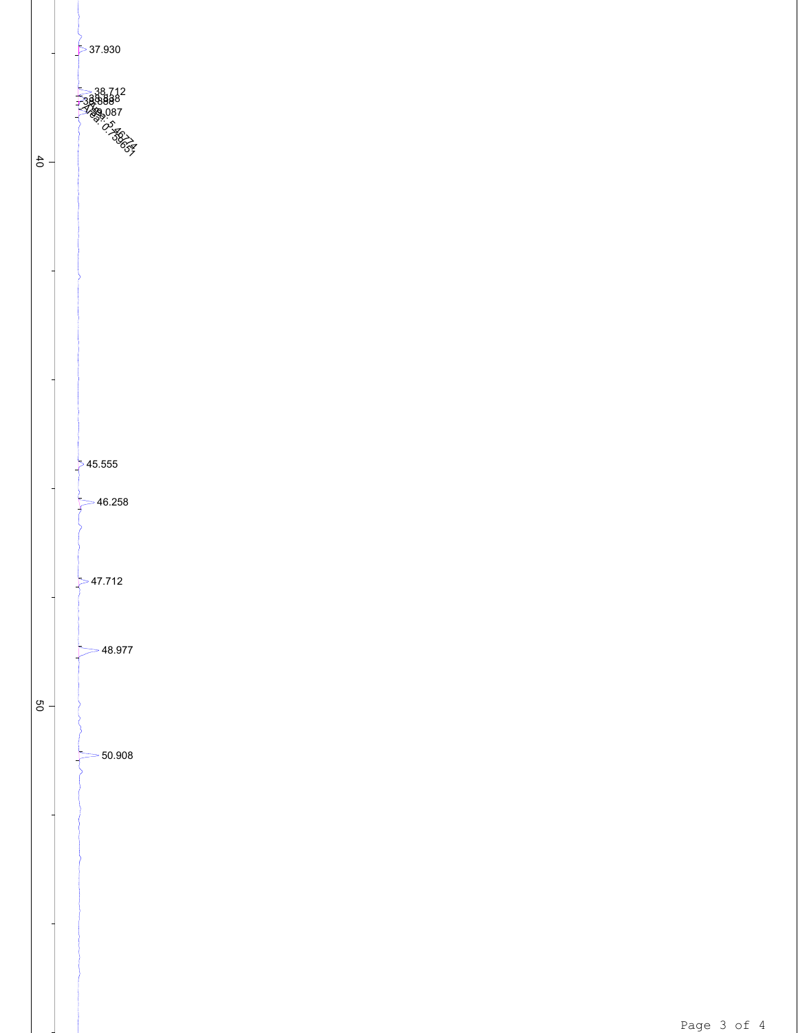37.930

38.712

38.838

38.888

39.087

Area: 5.46774

Area: 0.759651

40

45.555

46.258

47.712

48.977

50

50.908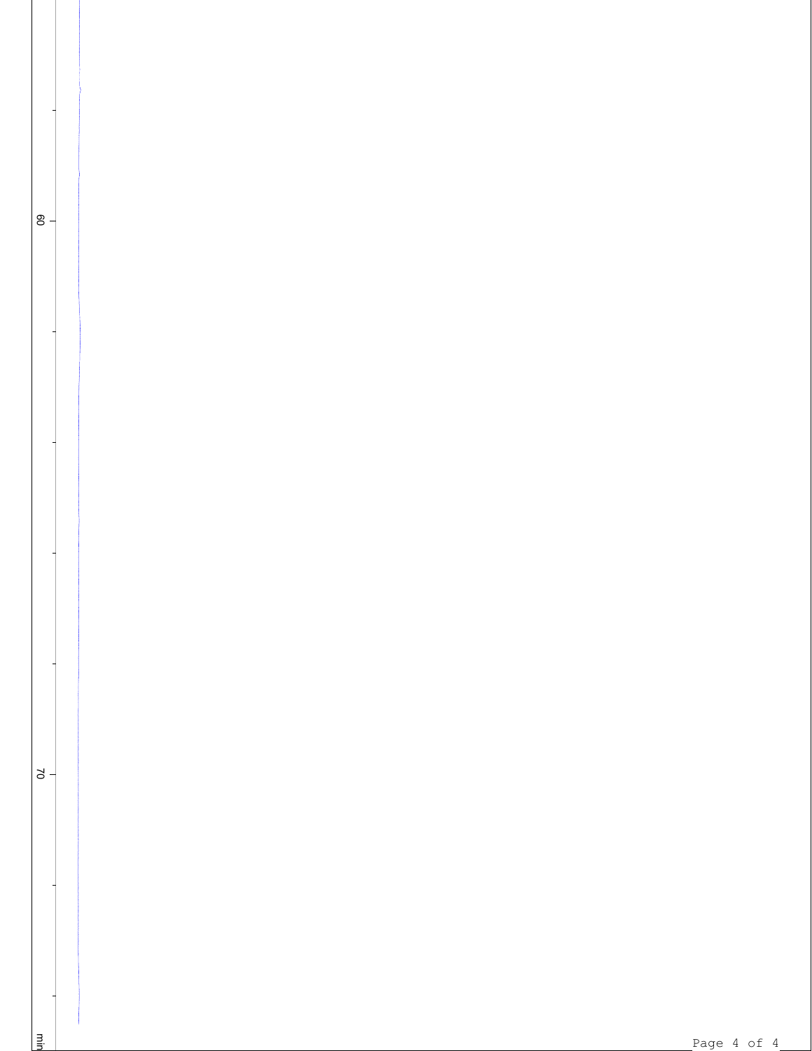60

70

min